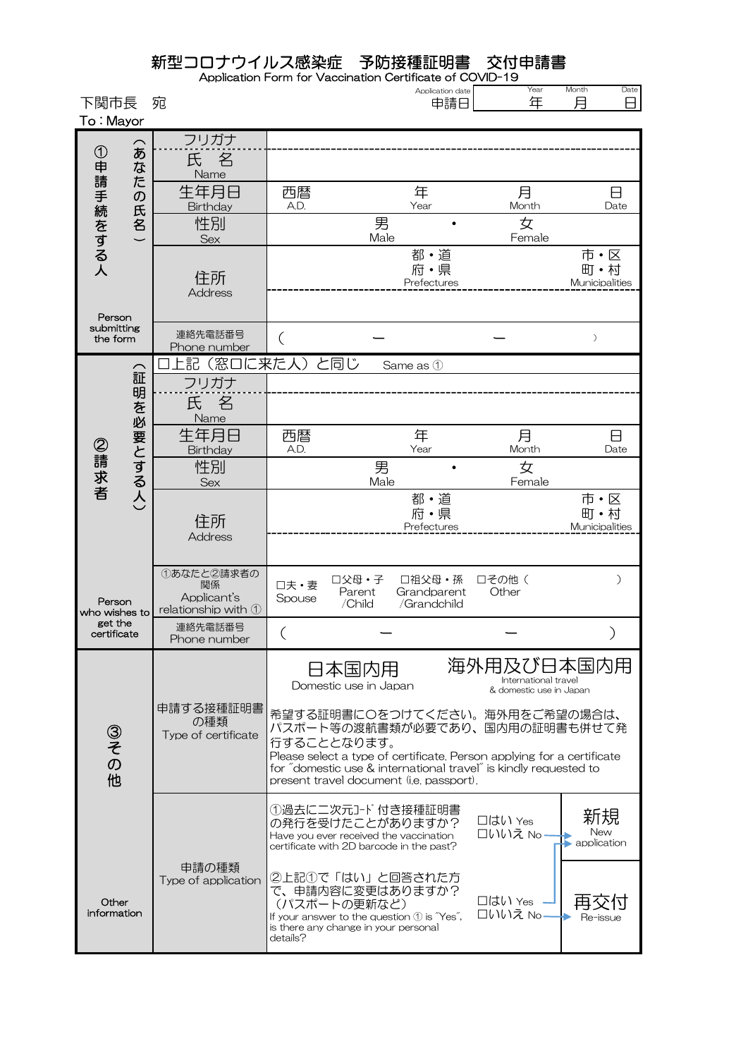# 新型コロナウイルス感染症　予防接種証明書　交付申請書

Application Form for Vaccination Certificate of COVID-19

下関市長　宛
To：Mayor

| Application date 申請日 | Year 年 | Month 月 | Date 日 |
|---|---|---|---|

| | | | | | |
|---|---|---|---|---|---|
| ①申請手続をする人（あなたの氏名） Person submitting the form | フリガナ | | | | |
| | 氏　名 Name | | | | |
| | 生年月日 Birthday | 西暦 A.D. | 年 Year | 月 Month | 日 Date |
| | 性別 Sex | 男 Male | ・ | 女 Female | |
| | 住所 Address | | 都・道 府・県 Prefectures | | 市・区 町・村 Municipalities |
| | 連絡先電話番号 Phone number | （ | ー | ー | ） |
| ②請求者（証明を必要とする人） Person who wishes to get the certificate | □上記（窓口に来た人）と同じ　Same as ① | | | | |
| | フリガナ | | | | |
| | 氏　名 Name | | | | |
| | 生年月日 Birthday | 西暦 A.D. | 年 Year | 月 Month | 日 Date |
| | 性別 Sex | 男 Male | ・ | 女 Female | |
| | 住所 Address | | 都・道 府・県 Prefectures | | 市・区 町・村 Municipalities |
| | ①あなたと②請求者の関係 Applicant's relationship with ① | □夫・妻 Spouse | □父母・子 Parent /Child | □祖父母・孫 Grandparent /Grandchild | □その他（　　　） Other |
| | 連絡先電話番号 Phone number | （ | ー | ー | ） |
| ③その他 Other information | 申請する接種証明書の種類 Type of certificate | 日本国内用 Domestic use in Japan | | 海外用及び日本国内用 International travel & domestic use in Japan | |
| | | 希望する証明書に〇をつけてください。海外用をご希望の場合は、パスポート等の渡航書類が必要であり、国内用の証明書も併せて発行することとなります。 Please select a type of certificate. Person applying for a certificate for "domestic use & international travel" is kindly requested to present travel document (i.e. passport). | | | |
| | 申請の種類 Type of application | ①過去に二次元コード付き接種証明書の発行を受けたことがありますか？ Have you ever received the vaccination certificate with 2D barcode in the past? | □はい Yes □いいえ No → | 新規 New application | |
| | | ②上記①で「はい」と回答された方で、申請内容に変更はありますか？（パスポートの更新など） If your answer to the question ① is "Yes", is there any change in your personal details? | □はい Yes → 新規 □いいえ No → | 再交付 Re-issue | |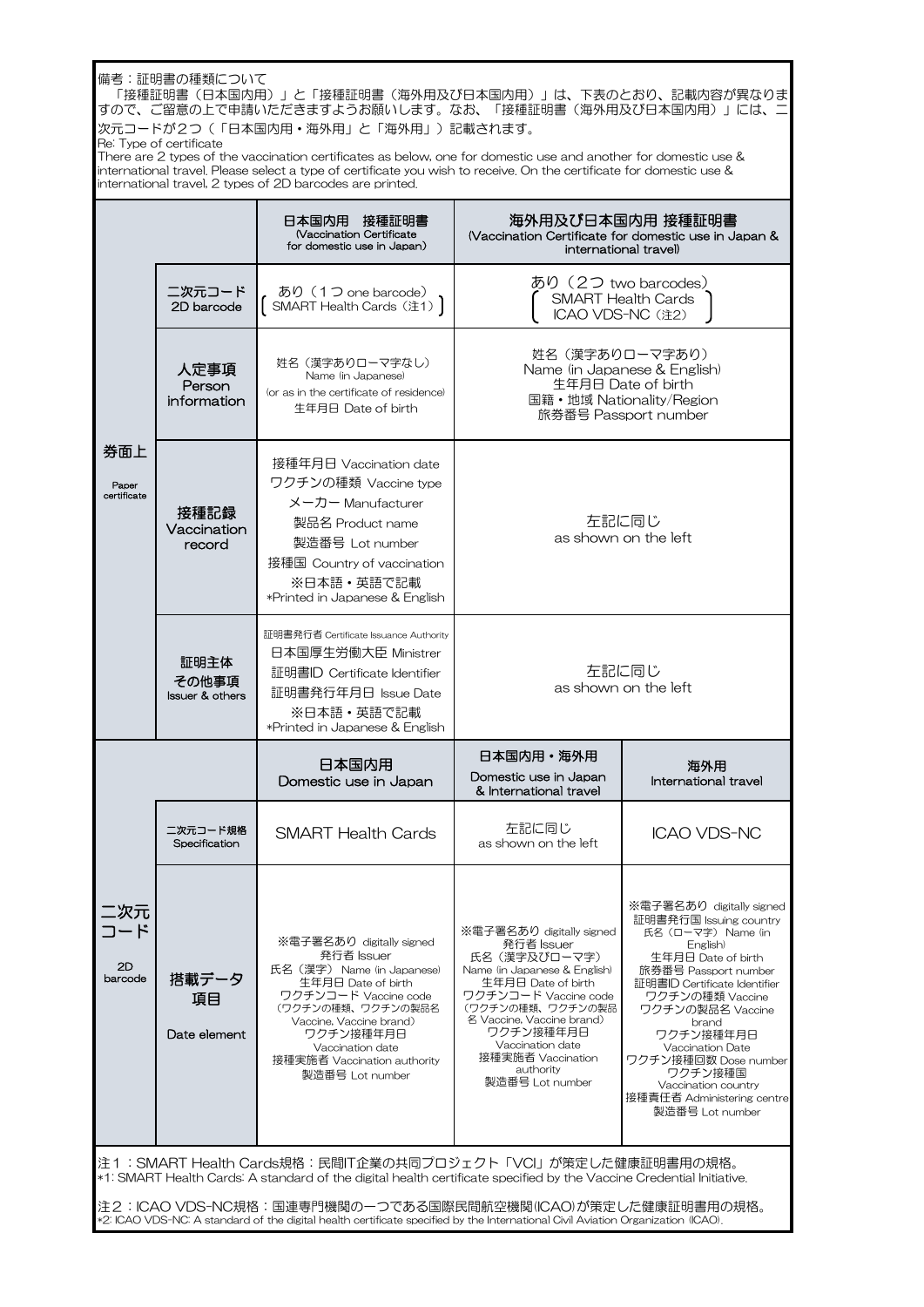備考：証明書の種類について
「接種証明書（日本国内用）」と「接種証明書（海外用及び日本国内用）」は、下表のとおり、記載内容が異なりますので、ご留意の上で申請いただきますようお願いします。なお、「接種証明書（海外用及び日本国内用）」には、二次元コードが２つ（「日本国内用・海外用」と「海外用」）記載されます。
Re: Type of certificate
There are 2 types of the vaccination certificates as below, one for domestic use and another for domestic use & international travel. Please select a type of certificate you wish to receive. On the certificate for domestic use & international travel, 2 types of 2D barcodes are printed.

| | | 日本国内用 接種証明書 (Vaccination Certificate for domestic use in Japan) | 海外用及び日本国内用 接種証明書 (Vaccination Certificate for domestic use in Japan & international travel) | |
|---|---|---|---|---|
| 券面上 Paper certificate | 二次元コード 2D barcode | あり（１つ one barcode）［SMART Health Cards（注1）］ | あり（２つ two barcodes）［SMART Health Cards / ICAO VDS-NC（注2）］ | |
| | 人定事項 Person information | 姓名（漢字ありローマ字なし） Name (in Japanese) (or as in the certificate of residence) 生年月日 Date of birth | 姓名（漢字ありローマ字あり） Name (in Japanese & English) 生年月日 Date of birth 国籍・地域 Nationality/Region 旅券番号 Passport number | |
| | 接種記録 Vaccination record | 接種年月日 Vaccination date ワクチンの種類 Vaccine type メーカー Manufacturer 製品名 Product name 製造番号 Lot number 接種国 Country of vaccination ※日本語・英語で記載 *Printed in Japanese & English | 左記に同じ as shown on the left | |
| | 証明主体 その他事項 Issuer & others | 証明書発行者 Certificate Issuance Authority 日本国厚生労働大臣 Ministrer 証明書ID Certificate Identifier 証明書発行年月日 Issue Date ※日本語・英語で記載 *Printed in Japanese & English | 左記に同じ as shown on the left | |
| 二次元コード 2D barcode | | 日本国内用 Domestic use in Japan | 日本国内用・海外用 Domestic use in Japan & International travel | 海外用 International travel |
| | 二次元コード規格 Specification | SMART Health Cards | 左記に同じ as shown on the left | ICAO VDS-NC |
| | 搭載データ項目 Date element | ※電子署名あり digitally signed 発行者 Issuer 氏名（漢字） Name (in Japanese) 生年月日 Date of birth ワクチンコード Vaccine code（ワクチンの種類、ワクチンの製品名 Vaccine, Vaccine brand） ワクチン接種年月日 Vaccination date 接種実施者 Vaccination authority 製造番号 Lot number | ※電子署名あり digitally signed 発行者 Issuer 氏名（漢字及びローマ字） Name (in Japanese & English) 生年月日 Date of birth ワクチンコード Vaccine code（ワクチンの種類、ワクチンの製品名 Vaccine, Vaccine brand） ワクチン接種年月日 Vaccination date 接種実施者 Vaccination authority 製造番号 Lot number | ※電子署名あり digitally signed 証明書発行国 Issuing country 氏名（ローマ字） Name (in English) 生年月日 Date of birth 旅券番号 Passport number 証明書ID Certificate Identifier ワクチンの種類 Vaccine ワクチンの製品名 Vaccine brand ワクチン接種年月日 Vaccination Date ワクチン接種回数 Dose number ワクチン接種国 Vaccination country 接種責任者 Administering centre 製造番号 Lot number |

注１：SMART Health Cards規格：民間IT企業の共同プロジェクト「VCI」が策定した健康証明書用の規格。
*1: SMART Health Cards: A standard of the digital health certificate specified by the Vaccine Credential Initiative.

注２：ICAO VDS-NC規格：国連専門機関の一つである国際民間航空機関(ICAO)が策定した健康証明書用の規格。
*2: ICAO VDS-NC: A standard of the digital health certificate specified by the International Civil Aviation Organization (ICAO).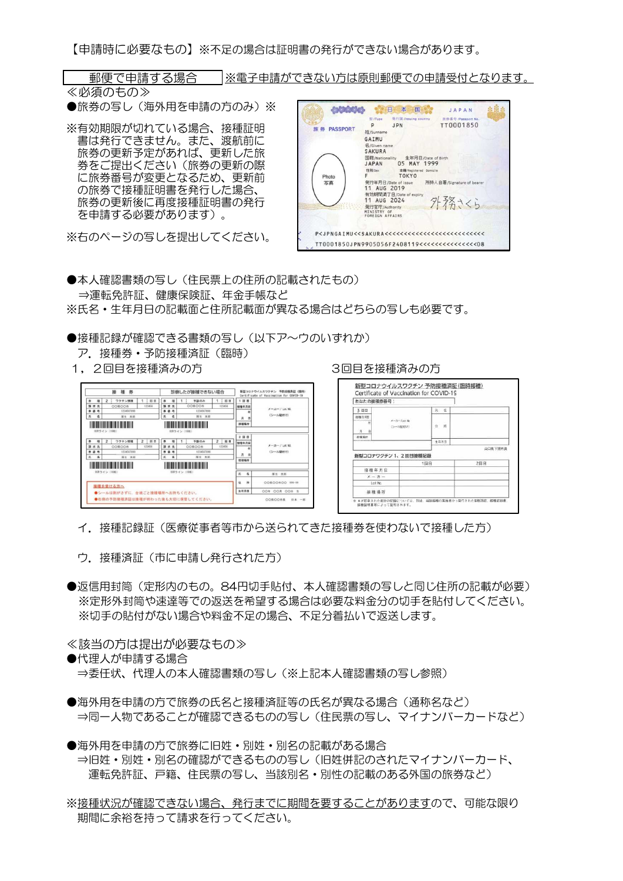【申請時に必要なもの】※不足の場合は証明書の発行ができない場合があります。

**郵便で申請する場合** ※電子申請ができない方は原則郵便での申請受付となります。

≪必須のもの≫

●旅券の写し（海外用を申請の方のみ）※

※有効期限が切れている場合、接種証明書は発行できません。また、渡航前に旅券の更新予定があれば、更新した旅券をご提出ください（旅券の更新の際に旅券番号が変更となるため、更新前の旅券で接種証明書を発行した場合、旅券の更新後に再度接種証明書の発行を申請する必要があります）。

※右のページの写しを提出してください。

●本人確認書類の写し（住民票上の住所の記載されたもの）
　⇒運転免許証、健康保険証、年金手帳など
※氏名・生年月日の記載面と住所記載面が異なる場合はどちらの写しも必要です。

●接種記録が確認できる書類の写し（以下ア～ウのいずれか）
　ア．接種券・予防接種済証（臨時）
　1，2回目を接種済みの方

　3回目を接種済みの方

　イ．接種記録証（医療従事者等市から送られてきた接種券を使わないで接種した方）

　ウ．接種済証（市に申請し発行された方）

●返信用封筒（定形内のもの。84円切手貼付、本人確認書類の写しと同じ住所の記載が必要）
　※定形外封筒や速達等での返送を希望する場合は必要な料金分の切手を貼付してください。
　※切手の貼付がない場合や料金不足の場合、不足分着払いで返送します。

≪該当の方は提出が必要なもの≫

●代理人が申請する場合
　⇒委任状、代理人の本人確認書類の写し（※上記本人確認書類の写し参照）

●海外用を申請の方で旅券の氏名と接種済証等の氏名が異なる場合（通称名など）
　⇒同一人物であることが確認できるものの写し（住民票の写し、マイナンバーカードなど）

●海外用を申請の方で旅券に旧姓・別姓・別名の記載がある場合
　⇒旧姓・別姓・別名の確認ができるものの写し（旧姓併記のされたマイナンバーカード、運転免許証、戸籍、住民票の写し、当該別名・別性の記載のある外国の旅券など）

※接種状況が確認できない場合、発行までに期間を要することがありますので、可能な限り期間に余裕を持って請求を行ってください。